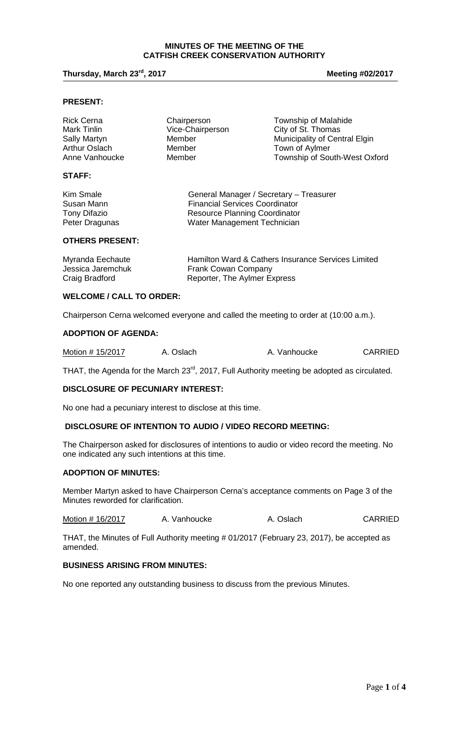# MINUTES OF THE MEETING OF THE CATFISH CREEK CONSERVATION AUTHORITY

**Thursday, March 23rd, 2017** **Meeting #02/2017**

**PRESENT:**

| | | |
|---|---|---|
| Rick Cerna | Chairperson | Township of Malahide |
| Mark Tinlin | Vice-Chairperson | City of St. Thomas |
| Sally Martyn | Member | Municipality of Central Elgin |
| Arthur Oslach | Member | Town of Aylmer |
| Anne Vanhoucke | Member | Township of South-West Oxford |

**STAFF:**

| | |
|---|---|
| Kim Smale | General Manager / Secretary – Treasurer |
| Susan Mann | Financial Services Coordinator |
| Tony Difazio | Resource Planning Coordinator |
| Peter Dragunas | Water Management Technician |

**OTHERS PRESENT:**

| | |
|---|---|
| Myranda Eechaute | Hamilton Ward & Cathers Insurance Services Limited |
| Jessica Jaremchuk | Frank Cowan Company |
| Craig Bradford | Reporter, The Aylmer Express |

**WELCOME / CALL TO ORDER:**

Chairperson Cerna welcomed everyone and called the meeting to order at (10:00 a.m.).

**ADOPTION OF AGENDA:**

| | | | |
|---|---|---|---|
| Motion # 15/2017 | A. Oslach | A. Vanhoucke | CARRIED |

THAT, the Agenda for the March 23rd, 2017, Full Authority meeting be adopted as circulated.

**DISCLOSURE OF PECUNIARY INTEREST:**

No one had a pecuniary interest to disclose at this time.

**DISCLOSURE OF INTENTION TO AUDIO / VIDEO RECORD MEETING:**

The Chairperson asked for disclosures of intentions to audio or video record the meeting. No one indicated any such intentions at this time.

**ADOPTION OF MINUTES:**

Member Martyn asked to have Chairperson Cerna's acceptance comments on Page 3 of the Minutes reworded for clarification.

| | | | |
|---|---|---|---|
| Motion # 16/2017 | A. Vanhoucke | A. Oslach | CARRIED |

THAT, the Minutes of Full Authority meeting # 01/2017 (February 23, 2017), be accepted as amended.

**BUSINESS ARISING FROM MINUTES:**

No one reported any outstanding business to discuss from the previous Minutes.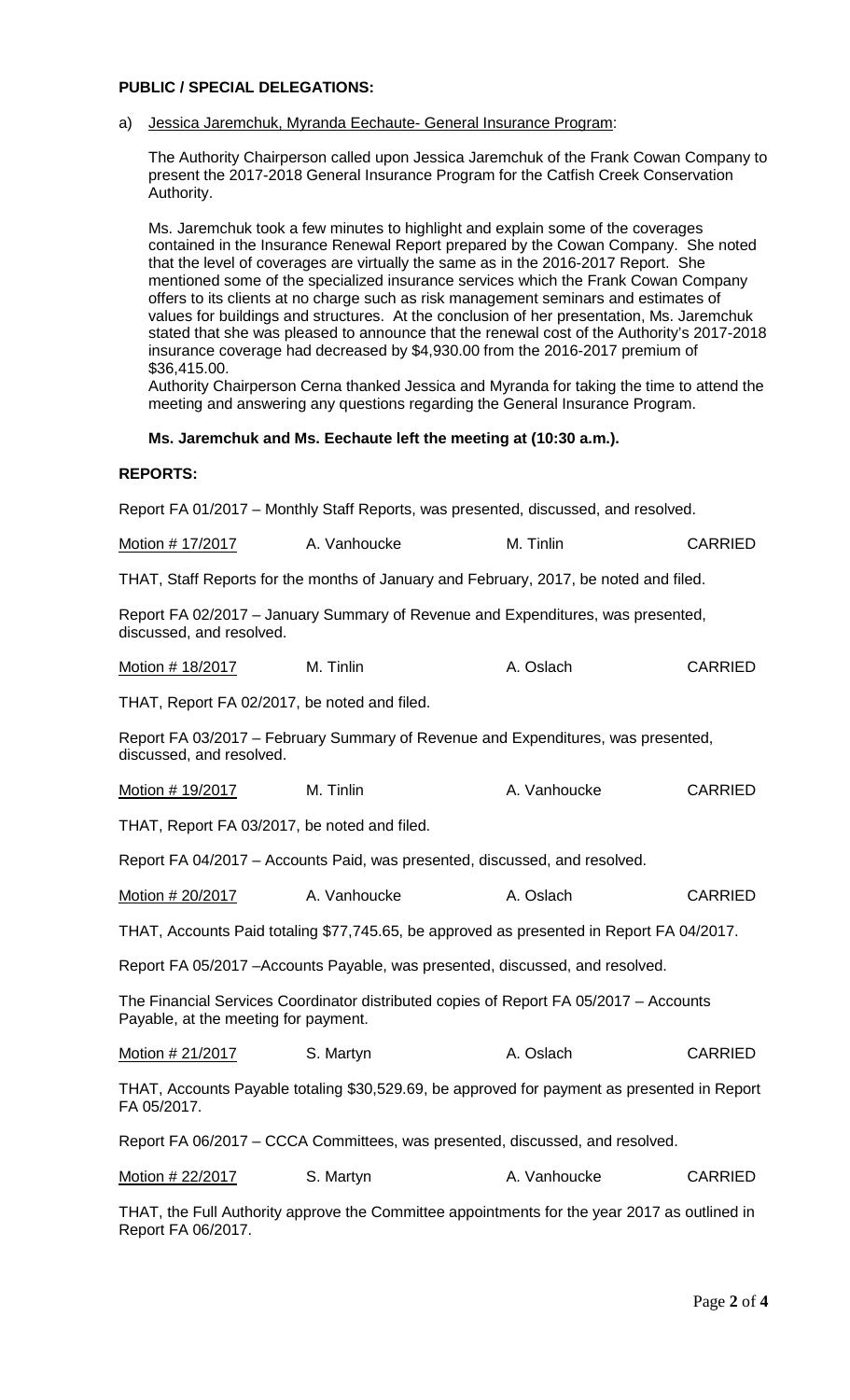**PUBLIC / SPECIAL DELEGATIONS:**

a) <u>Jessica Jaremchuk, Myranda Eechaute- General Insurance Program</u>:

The Authority Chairperson called upon Jessica Jaremchuk of the Frank Cowan Company to present the 2017-2018 General Insurance Program for the Catfish Creek Conservation Authority.

Ms. Jaremchuk took a few minutes to highlight and explain some of the coverages contained in the Insurance Renewal Report prepared by the Cowan Company. She noted that the level of coverages are virtually the same as in the 2016-2017 Report. She mentioned some of the specialized insurance services which the Frank Cowan Company offers to its clients at no charge such as risk management seminars and estimates of values for buildings and structures. At the conclusion of her presentation, Ms. Jaremchuk stated that she was pleased to announce that the renewal cost of the Authority's 2017-2018 insurance coverage had decreased by $4,930.00 from the 2016-2017 premium of $36,415.00.

Authority Chairperson Cerna thanked Jessica and Myranda for taking the time to attend the meeting and answering any questions regarding the General Insurance Program.

**Ms. Jaremchuk and Ms. Eechaute left the meeting at (10:30 a.m.).**

**REPORTS:**

Report FA 01/2017 – Monthly Staff Reports, was presented, discussed, and resolved.

| <u>Motion # 17/2017</u> | A. Vanhoucke | M. Tinlin | CARRIED |
|---|---|---|---|

THAT, Staff Reports for the months of January and February, 2017, be noted and filed.

Report FA 02/2017 – January Summary of Revenue and Expenditures, was presented, discussed, and resolved.

| <u>Motion # 18/2017</u> | M. Tinlin | A. Oslach | CARRIED |
|---|---|---|---|

THAT, Report FA 02/2017, be noted and filed.

Report FA 03/2017 – February Summary of Revenue and Expenditures, was presented, discussed, and resolved.

| <u>Motion # 19/2017</u> | M. Tinlin | A. Vanhoucke | CARRIED |
|---|---|---|---|

THAT, Report FA 03/2017, be noted and filed.

Report FA 04/2017 – Accounts Paid, was presented, discussed, and resolved.

| <u>Motion # 20/2017</u> | A. Vanhoucke | A. Oslach | CARRIED |
|---|---|---|---|

THAT, Accounts Paid totaling $77,745.65, be approved as presented in Report FA 04/2017.

Report FA 05/2017 –Accounts Payable, was presented, discussed, and resolved.

The Financial Services Coordinator distributed copies of Report FA 05/2017 – Accounts Payable, at the meeting for payment.

| <u>Motion # 21/2017</u> | S. Martyn | A. Oslach | CARRIED |
|---|---|---|---|

THAT, Accounts Payable totaling $30,529.69, be approved for payment as presented in Report FA 05/2017.

Report FA 06/2017 – CCCA Committees, was presented, discussed, and resolved.

| <u>Motion # 22/2017</u> | S. Martyn | A. Vanhoucke | CARRIED |
|---|---|---|---|

THAT, the Full Authority approve the Committee appointments for the year 2017 as outlined in Report FA 06/2017.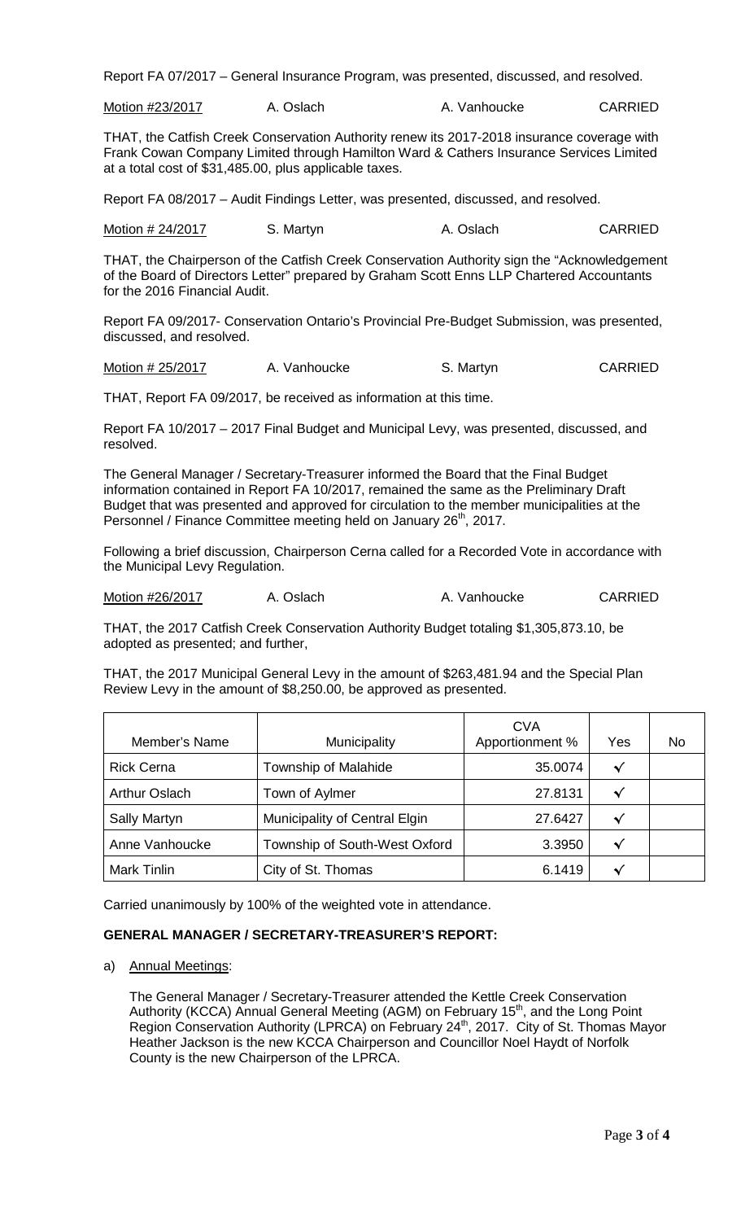Report FA 07/2017 – General Insurance Program, was presented, discussed, and resolved.

| Motion #23/2017 | A. Oslach | A. Vanhoucke | CARRIED |
|---|---|---|---|

THAT, the Catfish Creek Conservation Authority renew its 2017-2018 insurance coverage with Frank Cowan Company Limited through Hamilton Ward & Cathers Insurance Services Limited at a total cost of $31,485.00, plus applicable taxes.

Report FA 08/2017 – Audit Findings Letter, was presented, discussed, and resolved.

| Motion # 24/2017 | S. Martyn | A. Oslach | CARRIED |
|---|---|---|---|

THAT, the Chairperson of the Catfish Creek Conservation Authority sign the "Acknowledgement of the Board of Directors Letter" prepared by Graham Scott Enns LLP Chartered Accountants for the 2016 Financial Audit.

Report FA 09/2017- Conservation Ontario's Provincial Pre-Budget Submission, was presented, discussed, and resolved.

| Motion # 25/2017 | A. Vanhoucke | S. Martyn | CARRIED |
|---|---|---|---|

THAT, Report FA 09/2017, be received as information at this time.

Report FA 10/2017 – 2017 Final Budget and Municipal Levy, was presented, discussed, and resolved.

The General Manager / Secretary-Treasurer informed the Board that the Final Budget information contained in Report FA 10/2017, remained the same as the Preliminary Draft Budget that was presented and approved for circulation to the member municipalities at the Personnel / Finance Committee meeting held on January 26th, 2017.

Following a brief discussion, Chairperson Cerna called for a Recorded Vote in accordance with the Municipal Levy Regulation.

| Motion #26/2017 | A. Oslach | A. Vanhoucke | CARRIED |
|---|---|---|---|

THAT, the 2017 Catfish Creek Conservation Authority Budget totaling $1,305,873.10, be adopted as presented; and further,

THAT, the 2017 Municipal General Levy in the amount of $263,481.94 and the Special Plan Review Levy in the amount of $8,250.00, be approved as presented.

| Member's Name | Municipality | CVA Apportionment % | Yes | No |
|---|---|---|---|---|
| Rick Cerna | Township of Malahide | 35.0074 | ✓ | |
| Arthur Oslach | Town of Aylmer | 27.8131 | ✓ | |
| Sally Martyn | Municipality of Central Elgin | 27.6427 | ✓ | |
| Anne Vanhoucke | Township of South-West Oxford | 3.3950 | ✓ | |
| Mark Tinlin | City of St. Thomas | 6.1419 | ✓ | |

Carried unanimously by 100% of the weighted vote in attendance.

**GENERAL MANAGER / SECRETARY-TREASURER'S REPORT:**

a) Annual Meetings:

The General Manager / Secretary-Treasurer attended the Kettle Creek Conservation Authority (KCCA) Annual General Meeting (AGM) on February 15th, and the Long Point Region Conservation Authority (LPRCA) on February 24th, 2017. City of St. Thomas Mayor Heather Jackson is the new KCCA Chairperson and Councillor Noel Haydt of Norfolk County is the new Chairperson of the LPRCA.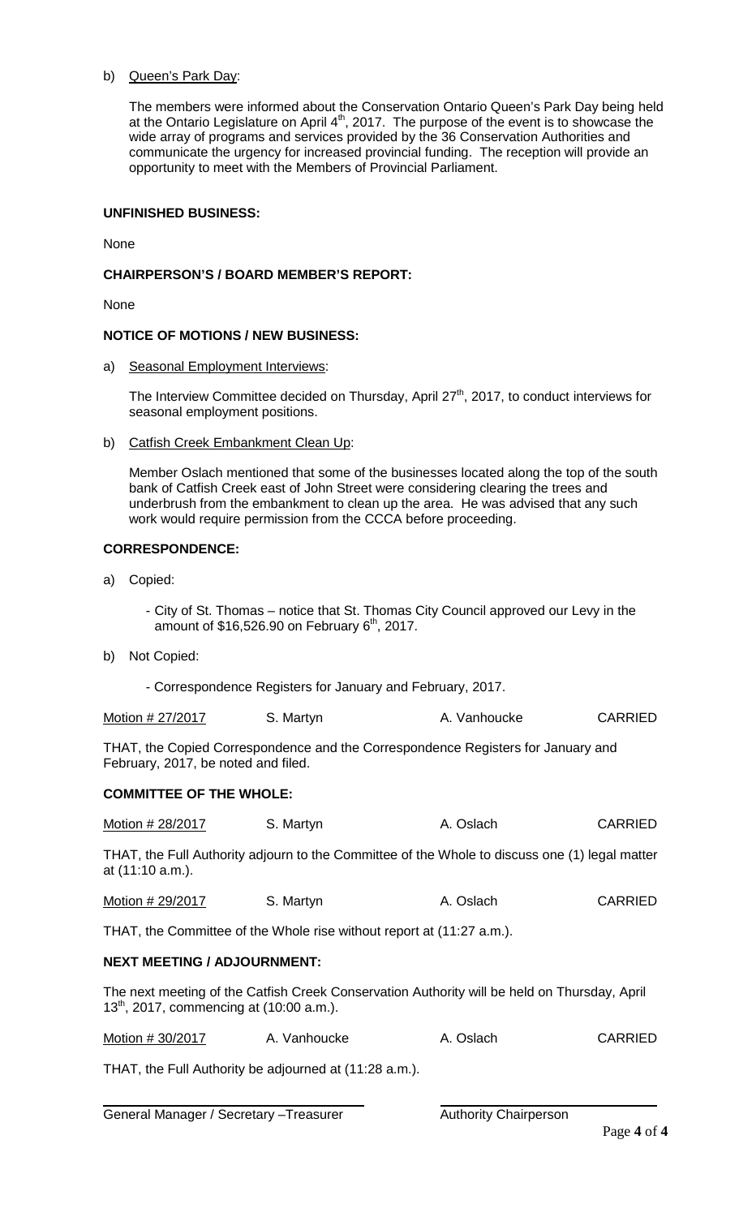b) Queen's Park Day:

The members were informed about the Conservation Ontario Queen's Park Day being held at the Ontario Legislature on April 4th, 2017. The purpose of the event is to showcase the wide array of programs and services provided by the 36 Conservation Authorities and communicate the urgency for increased provincial funding. The reception will provide an opportunity to meet with the Members of Provincial Parliament.

**UNFINISHED BUSINESS:**

None

**CHAIRPERSON'S / BOARD MEMBER'S REPORT:**

None

**NOTICE OF MOTIONS / NEW BUSINESS:**

a) Seasonal Employment Interviews:

The Interview Committee decided on Thursday, April 27th, 2017, to conduct interviews for seasonal employment positions.

b) Catfish Creek Embankment Clean Up:

Member Oslach mentioned that some of the businesses located along the top of the south bank of Catfish Creek east of John Street were considering clearing the trees and underbrush from the embankment to clean up the area. He was advised that any such work would require permission from the CCCA before proceeding.

**CORRESPONDENCE:**

a) Copied:

- City of St. Thomas – notice that St. Thomas City Council approved our Levy in the amount of $16,526.90 on February 6th, 2017.

b) Not Copied:

- Correspondence Registers for January and February, 2017.

| | | | |
|---|---|---|---|
| Motion # 27/2017 | S. Martyn | A. Vanhoucke | CARRIED |

THAT, the Copied Correspondence and the Correspondence Registers for January and February, 2017, be noted and filed.

**COMMITTEE OF THE WHOLE:**

| | | | |
|---|---|---|---|
| Motion # 28/2017 | S. Martyn | A. Oslach | CARRIED |

THAT, the Full Authority adjourn to the Committee of the Whole to discuss one (1) legal matter at (11:10 a.m.).

| | | | |
|---|---|---|---|
| Motion # 29/2017 | S. Martyn | A. Oslach | CARRIED |

THAT, the Committee of the Whole rise without report at (11:27 a.m.).

**NEXT MEETING / ADJOURNMENT:**

The next meeting of the Catfish Creek Conservation Authority will be held on Thursday, April 13th, 2017, commencing at (10:00 a.m.).

| | | | |
|---|---|---|---|
| Motion # 30/2017 | A. Vanhoucke | A. Oslach | CARRIED |

THAT, the Full Authority be adjourned at (11:28 a.m.).

General Manager / Secretary –Treasurer

Authority Chairperson